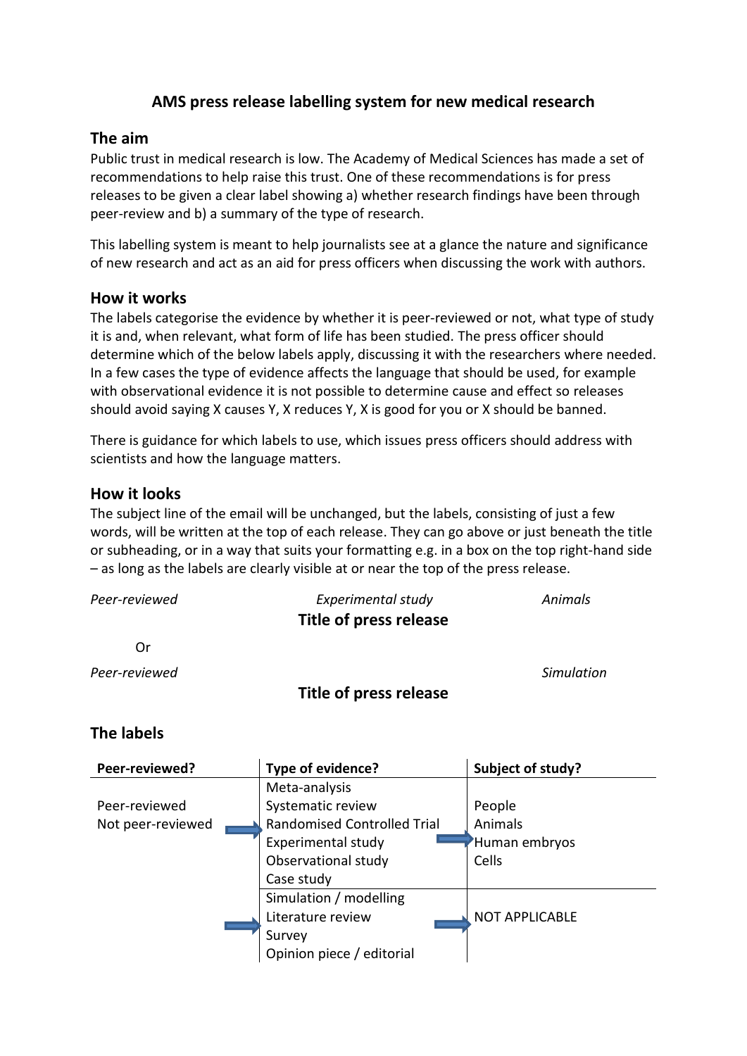# AMS press release labelling system for new medical research

## The aim

Public trust in medical research is low. The Academy of Medical Sciences has made a set of recommendations to help raise this trust. One of these recommendations is for press releases to be given a clear label showing a) whether research findings have been through peer-review and b) a summary of the type of research.

This labelling system is meant to help journalists see at a glance the nature and significance of new research and act as an aid for press officers when discussing the work with authors.

## How it works

The labels categorise the evidence by whether it is peer-reviewed or not, what type of study it is and, when relevant, what form of life has been studied. The press officer should determine which of the below labels apply, discussing it with the researchers where needed. In a few cases the type of evidence affects the language that should be used, for example with observational evidence it is not possible to determine cause and effect so releases should avoid saying X causes Y, X reduces Y, X is good for you or X should be banned.

There is guidance for which labels to use, which issues press officers should address with scientists and how the language matters.

## How it looks

The subject line of the email will be unchanged, but the labels, consisting of just a few words, will be written at the top of each release. They can go above or just beneath the title or subheading, or in a way that suits your formatting e.g. in a box on the top right-hand side – as long as the labels are clearly visible at or near the top of the press release.

*Peer-reviewed* *Experimental study* *Animals*

**Title of press release**

Or

*Peer-reviewed* *Simulation*

**Title of press release**

## The labels

| Peer-reviewed? | Type of evidence? | Subject of study? |
|---|---|---|
| Peer-reviewed<br>Not peer-reviewed | Meta-analysis<br>Systematic review<br>Randomised Controlled Trial<br>Experimental study<br>Observational study<br>Case study | People<br>Animals<br>Human embryos<br>Cells |
| | Simulation / modelling<br>Literature review<br>Survey<br>Opinion piece / editorial | NOT APPLICABLE |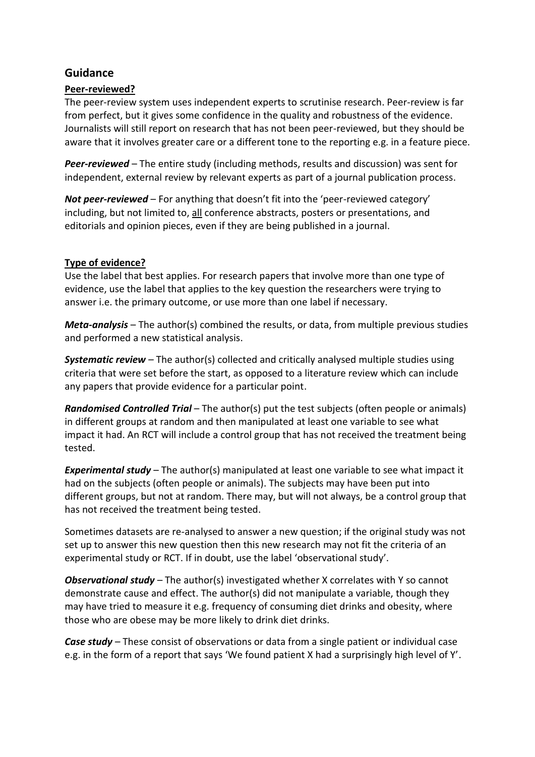## Guidance

### Peer-reviewed?

The peer-review system uses independent experts to scrutinise research. Peer-review is far from perfect, but it gives some confidence in the quality and robustness of the evidence. Journalists will still report on research that has not been peer-reviewed, but they should be aware that it involves greater care or a different tone to the reporting e.g. in a feature piece.

***Peer-reviewed*** – The entire study (including methods, results and discussion) was sent for independent, external review by relevant experts as part of a journal publication process.

***Not peer-reviewed*** – For anything that doesn't fit into the 'peer-reviewed category' including, but not limited to, all conference abstracts, posters or presentations, and editorials and opinion pieces, even if they are being published in a journal.

### Type of evidence?

Use the label that best applies. For research papers that involve more than one type of evidence, use the label that applies to the key question the researchers were trying to answer i.e. the primary outcome, or use more than one label if necessary.

***Meta-analysis*** – The author(s) combined the results, or data, from multiple previous studies and performed a new statistical analysis.

***Systematic review*** – The author(s) collected and critically analysed multiple studies using criteria that were set before the start, as opposed to a literature review which can include any papers that provide evidence for a particular point.

***Randomised Controlled Trial*** – The author(s) put the test subjects (often people or animals) in different groups at random and then manipulated at least one variable to see what impact it had. An RCT will include a control group that has not received the treatment being tested.

***Experimental study*** – The author(s) manipulated at least one variable to see what impact it had on the subjects (often people or animals). The subjects may have been put into different groups, but not at random. There may, but will not always, be a control group that has not received the treatment being tested.

Sometimes datasets are re-analysed to answer a new question; if the original study was not set up to answer this new question then this new research may not fit the criteria of an experimental study or RCT. If in doubt, use the label 'observational study'.

***Observational study*** – The author(s) investigated whether X correlates with Y so cannot demonstrate cause and effect. The author(s) did not manipulate a variable, though they may have tried to measure it e.g. frequency of consuming diet drinks and obesity, where those who are obese may be more likely to drink diet drinks.

***Case study*** – These consist of observations or data from a single patient or individual case e.g. in the form of a report that says 'We found patient X had a surprisingly high level of Y'.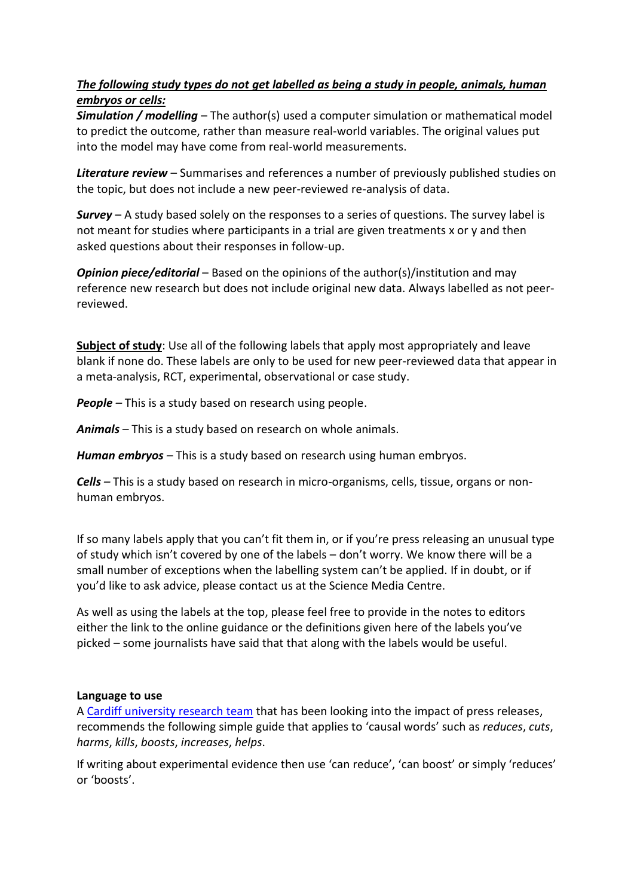***The following study types do not get labelled as being a study in people, animals, human embryos or cells:***

***Simulation / modelling*** – The author(s) used a computer simulation or mathematical model to predict the outcome, rather than measure real-world variables. The original values put into the model may have come from real-world measurements.

***Literature review*** – Summarises and references a number of previously published studies on the topic, but does not include a new peer-reviewed re-analysis of data.

***Survey*** – A study based solely on the responses to a series of questions. The survey label is not meant for studies where participants in a trial are given treatments x or y and then asked questions about their responses in follow-up.

***Opinion piece/editorial*** – Based on the opinions of the author(s)/institution and may reference new research but does not include original new data. Always labelled as not peer-reviewed.

**Subject of study**: Use all of the following labels that apply most appropriately and leave blank if none do. These labels are only to be used for new peer-reviewed data that appear in a meta-analysis, RCT, experimental, observational or case study.

***People*** – This is a study based on research using people.

***Animals*** – This is a study based on research on whole animals.

***Human embryos*** – This is a study based on research using human embryos.

***Cells*** – This is a study based on research in micro-organisms, cells, tissue, organs or non-human embryos.

If so many labels apply that you can't fit them in, or if you're press releasing an unusual type of study which isn't covered by one of the labels – don't worry. We know there will be a small number of exceptions when the labelling system can't be applied. If in doubt, or if you'd like to ask advice, please contact us at the Science Media Centre.

As well as using the labels at the top, please feel free to provide in the notes to editors either the link to the online guidance or the definitions given here of the labels you've picked – some journalists have said that that along with the labels would be useful.

**Language to use**

A Cardiff university research team that has been looking into the impact of press releases, recommends the following simple guide that applies to 'causal words' such as *reduces*, *cuts*, *harms*, *kills*, *boosts*, *increases*, *helps*.

If writing about experimental evidence then use 'can reduce', 'can boost' or simply 'reduces' or 'boosts'.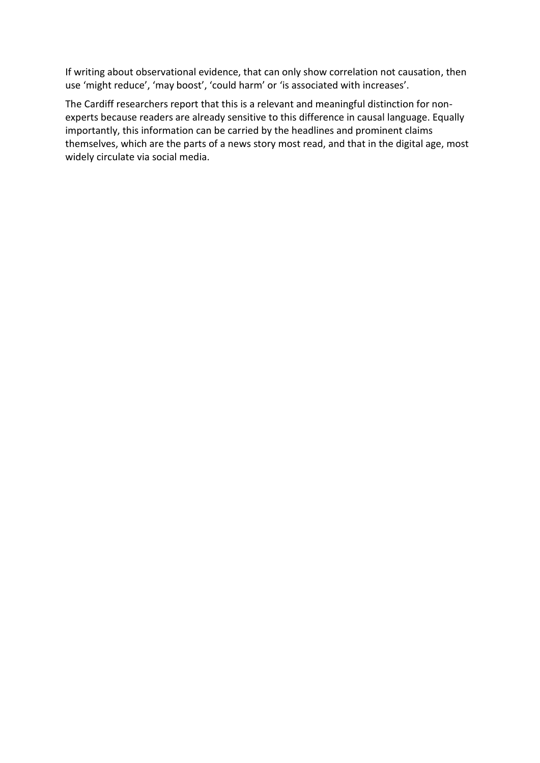If writing about observational evidence, that can only show correlation not causation, then use ‘might reduce’, ‘may boost’, ‘could harm’ or ‘is associated with increases’.

The Cardiff researchers report that this is a relevant and meaningful distinction for non-experts because readers are already sensitive to this difference in causal language. Equally importantly, this information can be carried by the headlines and prominent claims themselves, which are the parts of a news story most read, and that in the digital age, most widely circulate via social media.